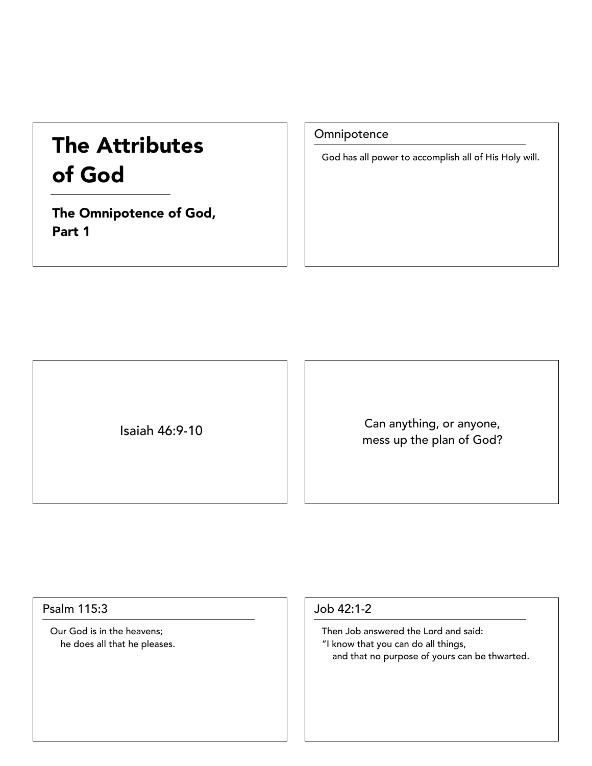# The Attributes of God

## The Omnipotence of God, Part 1

### Omnipotence

God has all power to accomplish all of His Holy will.

Isaiah 46:9-10

Can anything, or anyone, mess up the plan of God?

### Psalm 115:3

Our God is in the heavens;
he does all that he pleases.

### Job 42:1-2

Then Job answered the Lord and said:
"I know that you can do all things,
and that no purpose of yours can be thwarted.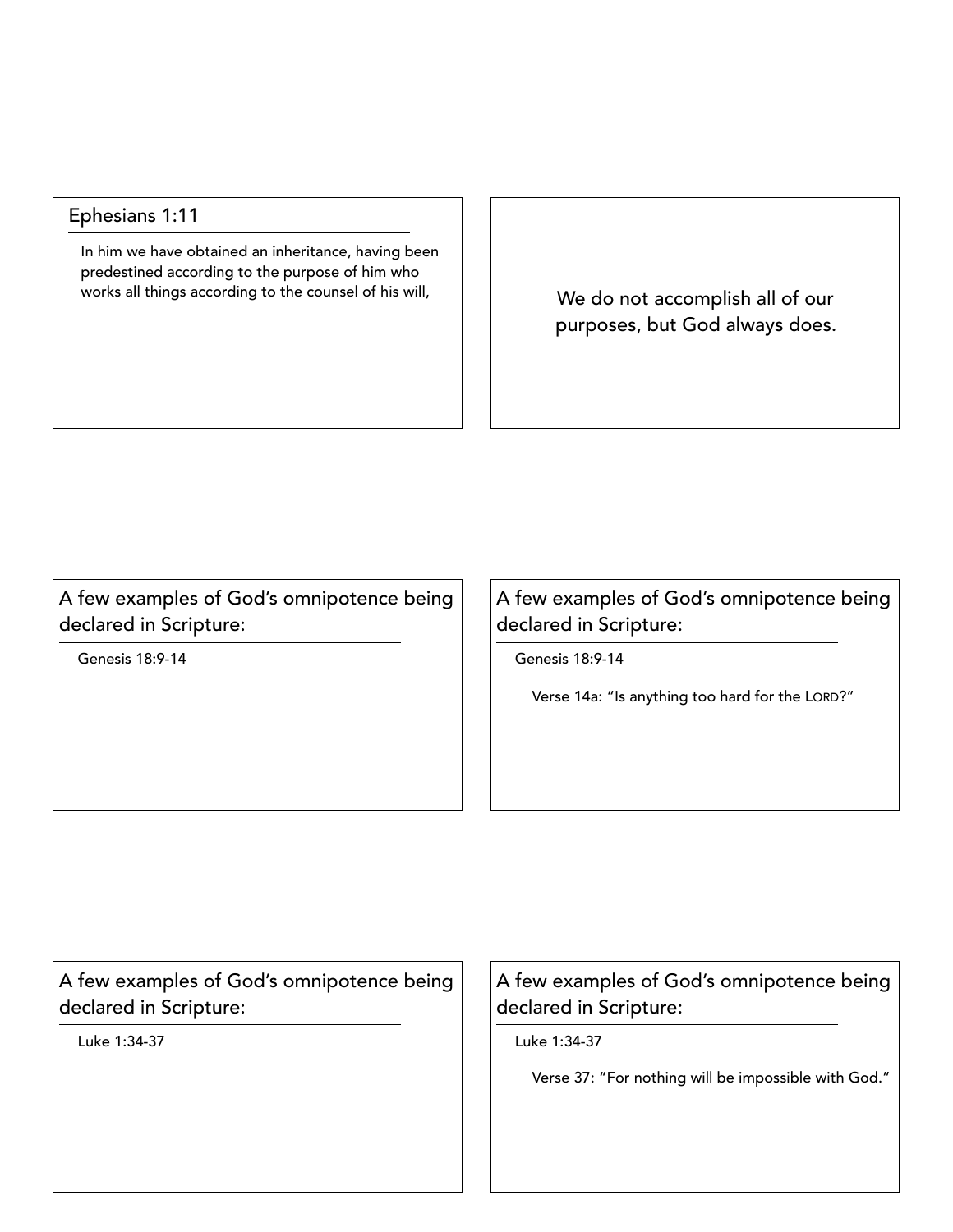## Ephesians 1:11

In him we have obtained an inheritance, having been predestined according to the purpose of him who works all things according to the counsel of his will,

We do not accomplish all of our purposes, but God always does.

## A few examples of God's omnipotence being declared in Scripture:

Genesis 18:9-14

## A few examples of God's omnipotence being declared in Scripture:

Genesis 18:9-14

Verse 14a: "Is anything too hard for the LORD?"

## A few examples of God's omnipotence being declared in Scripture:

Luke 1:34-37

## A few examples of God's omnipotence being declared in Scripture:

Luke 1:34-37

Verse 37: "For nothing will be impossible with God."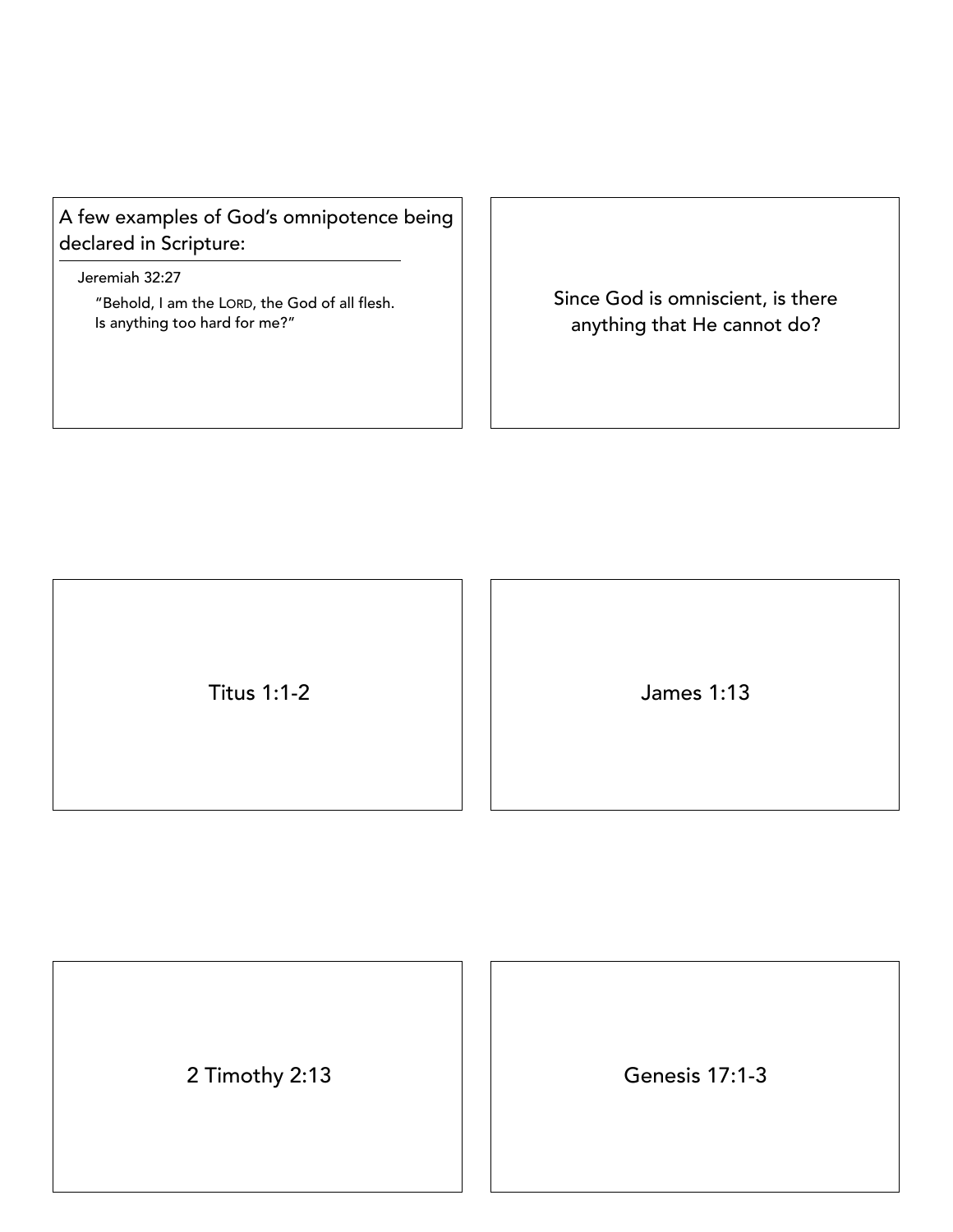A few examples of God's omnipotence being declared in Scripture:

Jeremiah 32:27

"Behold, I am the LORD, the God of all flesh. Is anything too hard for me?"

Since God is omniscient, is there anything that He cannot do?

Titus 1:1-2

James 1:13

2 Timothy 2:13

Genesis 17:1-3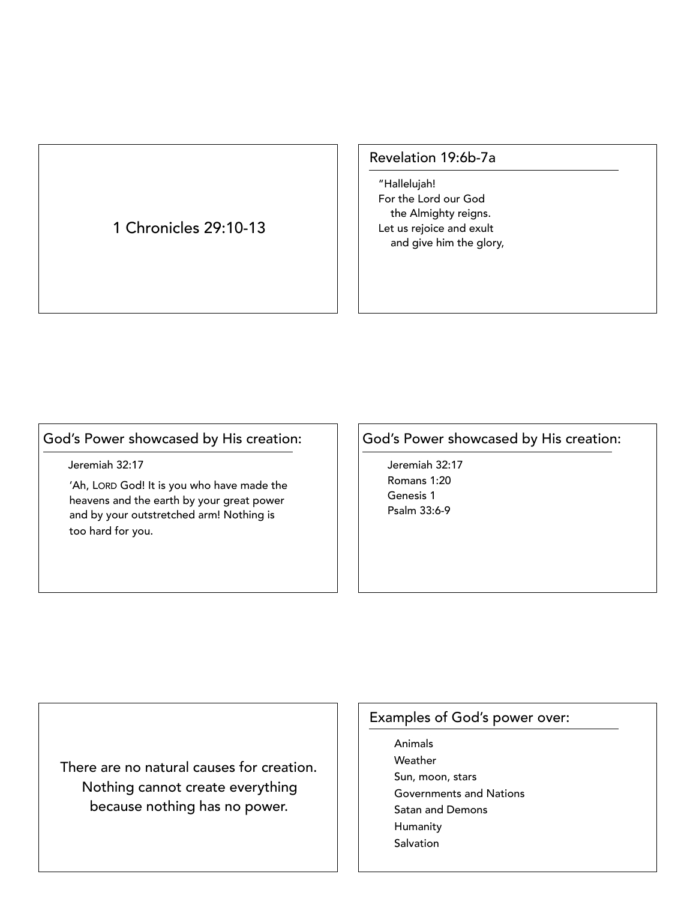1 Chronicles 29:10-13

## Revelation 19:6b-7a

"Hallelujah!
For the Lord our God
the Almighty reigns.
Let us rejoice and exult
and give him the glory,

## God's Power showcased by His creation:

Jeremiah 32:17

'Ah, LORD God! It is you who have made the heavens and the earth by your great power and by your outstretched arm! Nothing is too hard for you.

## God's Power showcased by His creation:

Jeremiah 32:17
Romans 1:20
Genesis 1
Psalm 33:6-9

There are no natural causes for creation. Nothing cannot create everything because nothing has no power.

## Examples of God's power over:

- Animals
- Weather
- Sun, moon, stars
- Governments and Nations
- Satan and Demons
- Humanity
- Salvation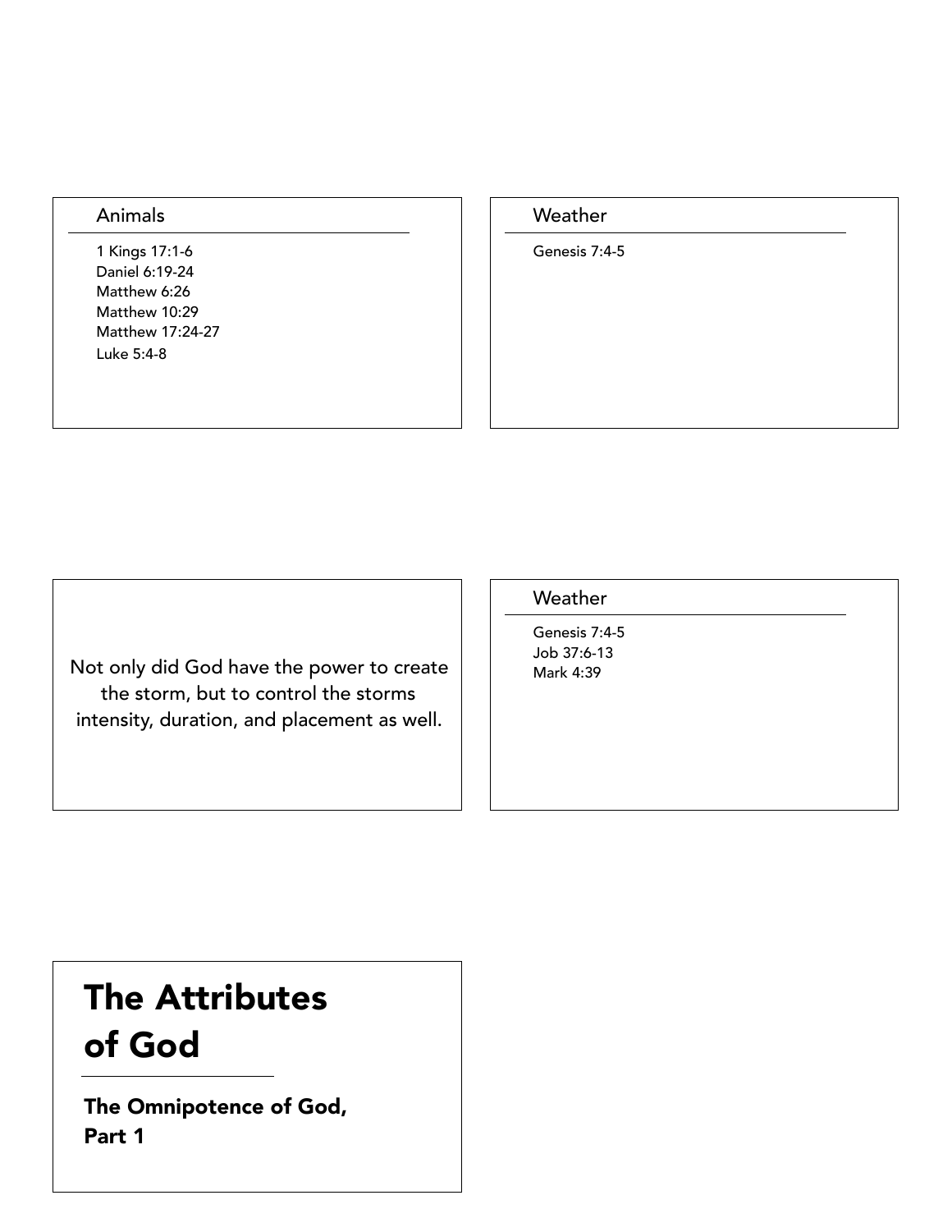## Animals

1 Kings 17:1-6
Daniel 6:19-24
Matthew 6:26
Matthew 10:29
Matthew 17:24-27
Luke 5:4-8

## Weather

Genesis 7:4-5

Not only did God have the power to create the storm, but to control the storms intensity, duration, and placement as well.

## Weather

Genesis 7:4-5
Job 37:6-13
Mark 4:39

# The Attributes of God

**The Omnipotence of God, Part 1**